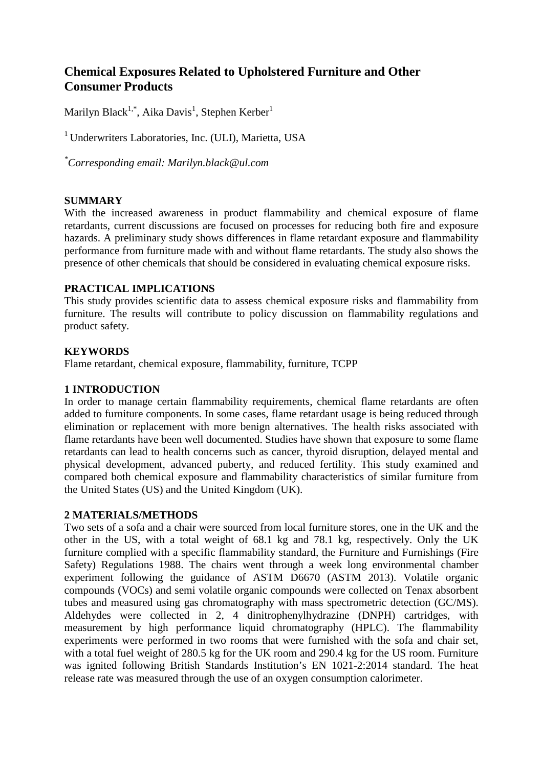# Chemical Exposures Related to Upholstered Furniture and Other Consumer Products

Marilyn Black[1,*], Aika Davis[1], Stephen Kerber[1]

[1] Underwriters Laboratories, Inc. (ULI), Marietta, USA

*[*]Corresponding email: Marilyn.black@ul.com*

## SUMMARY

With the increased awareness in product flammability and chemical exposure of flame retardants, current discussions are focused on processes for reducing both fire and exposure hazards. A preliminary study shows differences in flame retardant exposure and flammability performance from furniture made with and without flame retardants. The study also shows the presence of other chemicals that should be considered in evaluating chemical exposure risks.

## PRACTICAL IMPLICATIONS

This study provides scientific data to assess chemical exposure risks and flammability from furniture. The results will contribute to policy discussion on flammability regulations and product safety.

## KEYWORDS

Flame retardant, chemical exposure, flammability, furniture, TCPP

## 1 INTRODUCTION

In order to manage certain flammability requirements, chemical flame retardants are often added to furniture components. In some cases, flame retardant usage is being reduced through elimination or replacement with more benign alternatives. The health risks associated with flame retardants have been well documented. Studies have shown that exposure to some flame retardants can lead to health concerns such as cancer, thyroid disruption, delayed mental and physical development, advanced puberty, and reduced fertility. This study examined and compared both chemical exposure and flammability characteristics of similar furniture from the United States (US) and the United Kingdom (UK).

## 2 MATERIALS/METHODS

Two sets of a sofa and a chair were sourced from local furniture stores, one in the UK and the other in the US, with a total weight of 68.1 kg and 78.1 kg, respectively. Only the UK furniture complied with a specific flammability standard, the Furniture and Furnishings (Fire Safety) Regulations 1988. The chairs went through a week long environmental chamber experiment following the guidance of ASTM D6670 (ASTM 2013). Volatile organic compounds (VOCs) and semi volatile organic compounds were collected on Tenax absorbent tubes and measured using gas chromatography with mass spectrometric detection (GC/MS). Aldehydes were collected in 2, 4 dinitrophenylhydrazine (DNPH) cartridges, with measurement by high performance liquid chromatography (HPLC). The flammability experiments were performed in two rooms that were furnished with the sofa and chair set, with a total fuel weight of 280.5 kg for the UK room and 290.4 kg for the US room. Furniture was ignited following British Standards Institution's EN 1021-2:2014 standard. The heat release rate was measured through the use of an oxygen consumption calorimeter.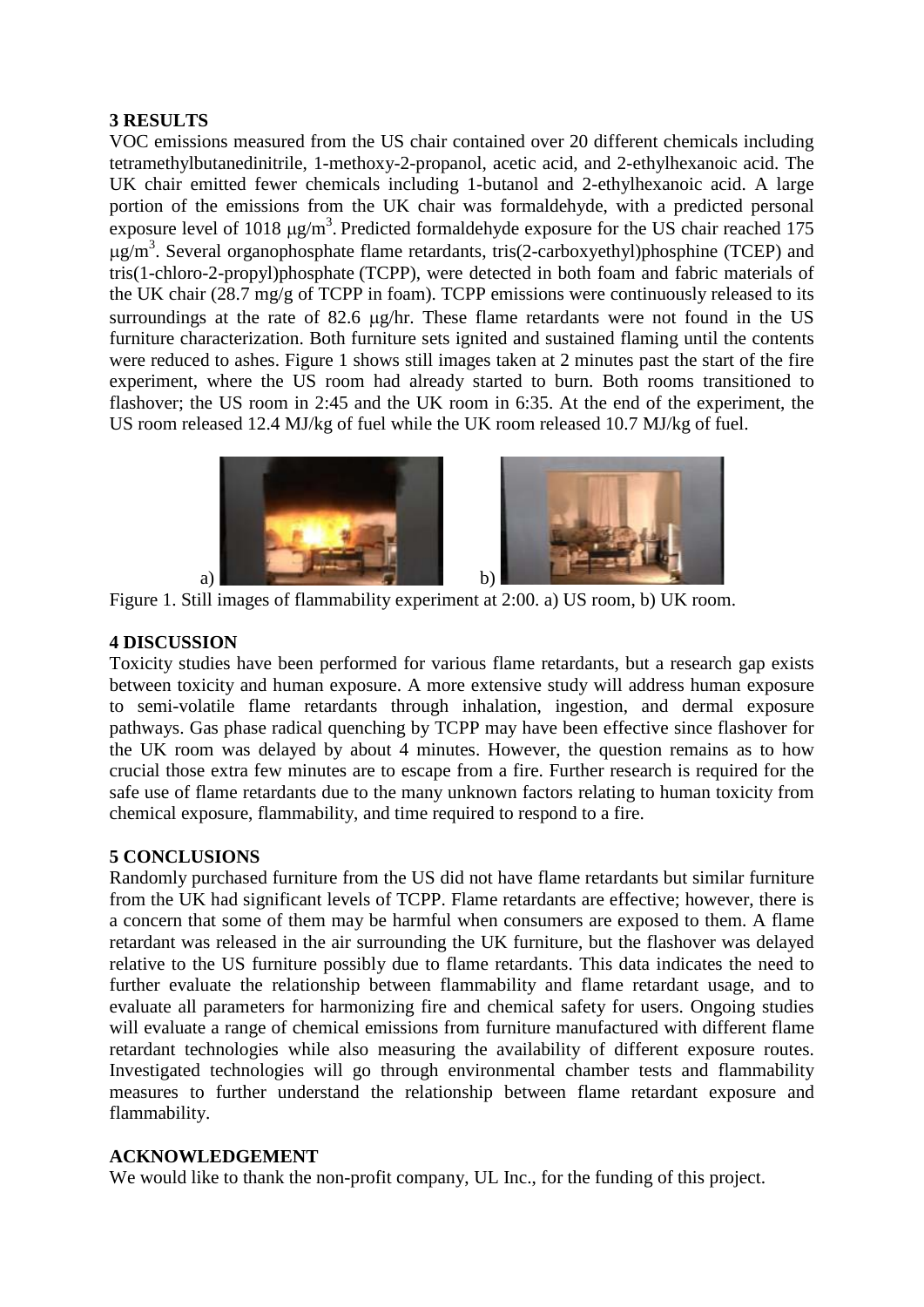## 3 RESULTS

VOC emissions measured from the US chair contained over 20 different chemicals including tetramethylbutanedinitrile, 1-methoxy-2-propanol, acetic acid, and 2-ethylhexanoic acid. The UK chair emitted fewer chemicals including 1-butanol and 2-ethylhexanoic acid. A large portion of the emissions from the UK chair was formaldehyde, with a predicted personal exposure level of 1018 $\mu g/m^3$. Predicted formaldehyde exposure for the US chair reached 175 $\mu g/m^3$. Several organophosphate flame retardants, tris(2-carboxyethyl)phosphine (TCEP) and tris(1-chloro-2-propyl)phosphate (TCPP), were detected in both foam and fabric materials of the UK chair (28.7 mg/g of TCPP in foam). TCPP emissions were continuously released to its surroundings at the rate of 82.6 $\mu$g/hr. These flame retardants were not found in the US furniture characterization. Both furniture sets ignited and sustained flaming until the contents were reduced to ashes. Figure 1 shows still images taken at 2 minutes past the start of the fire experiment, where the US room had already started to burn. Both rooms transitioned to flashover; the US room in 2:45 and the UK room in 6:35. At the end of the experiment, the US room released 12.4 MJ/kg of fuel while the UK room released 10.7 MJ/kg of fuel.

a) b)

Figure 1. Still images of flammability experiment at 2:00. a) US room, b) UK room.

## 4 DISCUSSION

Toxicity studies have been performed for various flame retardants, but a research gap exists between toxicity and human exposure. A more extensive study will address human exposure to semi-volatile flame retardants through inhalation, ingestion, and dermal exposure pathways. Gas phase radical quenching by TCPP may have been effective since flashover for the UK room was delayed by about 4 minutes. However, the question remains as to how crucial those extra few minutes are to escape from a fire. Further research is required for the safe use of flame retardants due to the many unknown factors relating to human toxicity from chemical exposure, flammability, and time required to respond to a fire.

## 5 CONCLUSIONS

Randomly purchased furniture from the US did not have flame retardants but similar furniture from the UK had significant levels of TCPP. Flame retardants are effective; however, there is a concern that some of them may be harmful when consumers are exposed to them. A flame retardant was released in the air surrounding the UK furniture, but the flashover was delayed relative to the US furniture possibly due to flame retardants. This data indicates the need to further evaluate the relationship between flammability and flame retardant usage, and to evaluate all parameters for harmonizing fire and chemical safety for users. Ongoing studies will evaluate a range of chemical emissions from furniture manufactured with different flame retardant technologies while also measuring the availability of different exposure routes. Investigated technologies will go through environmental chamber tests and flammability measures to further understand the relationship between flame retardant exposure and flammability.

## ACKNOWLEDGEMENT

We would like to thank the non-profit company, UL Inc., for the funding of this project.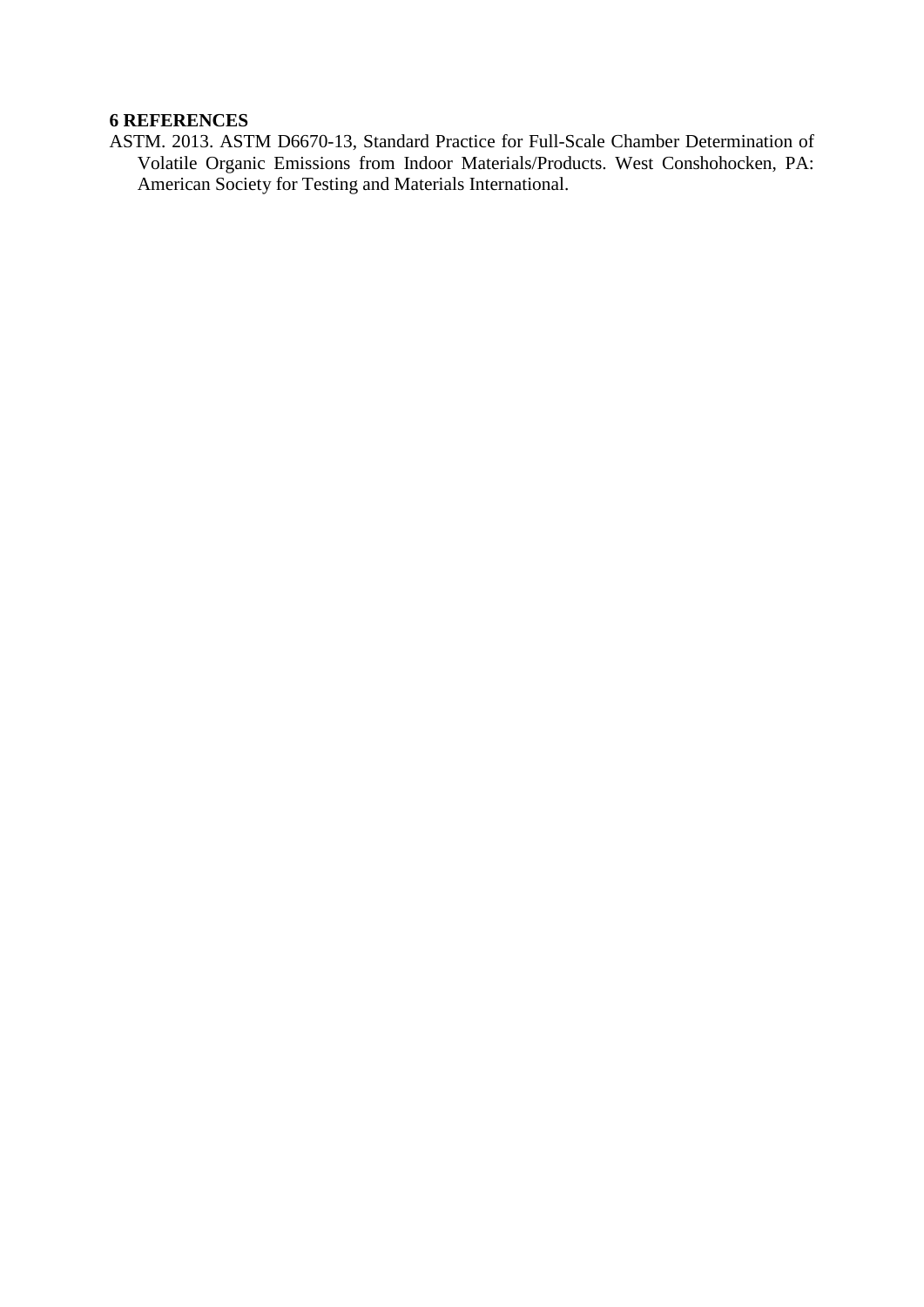## 6 REFERENCES

ASTM. 2013. ASTM D6670-13, Standard Practice for Full-Scale Chamber Determination of Volatile Organic Emissions from Indoor Materials/Products. West Conshohocken, PA: American Society for Testing and Materials International.